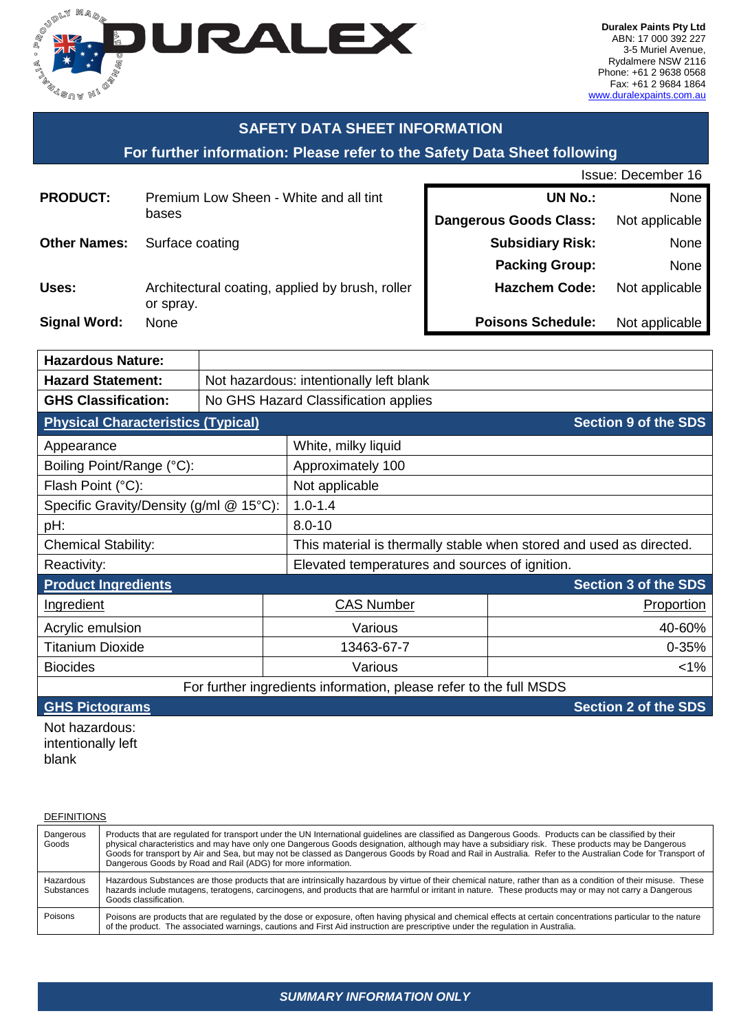**DURALEX**

**Duralex Paints Pty Ltd**
ABN: 17 000 392 227
3-5 Muriel Avenue,
Rydalmere NSW 2116
Phone: +61 2 9638 0568
Fax: +61 2 9684 1864
www.duralexpaints.com.au

## SAFETY DATA SHEET INFORMATION

### For further information: Please refer to the Safety Data Sheet following

Issue: December 16

**PRODUCT:** Premium Low Sheen - White and all tint bases

**Other Names:** Surface coating

**Uses:** Architectural coating, applied by brush, roller or spray.

**Signal Word:** None

| | |
|---|---|
| **UN No.:** | None |
| **Dangerous Goods Class:** | Not applicable |
| **Subsidiary Risk:** | None |
| **Packing Group:** | None |
| **Hazchem Code:** | Not applicable |
| **Poisons Schedule:** | Not applicable |

| | |
|---|---|
| **Hazardous Nature:** | |
| **Hazard Statement:** | Not hazardous: intentionally left blank |
| **GHS Classification:** | No GHS Hazard Classification applies |

**Physical Characteristics (Typical)** — Section 9 of the SDS

| | |
|---|---|
| Appearance | White, milky liquid |
| Boiling Point/Range (°C): | Approximately 100 |
| Flash Point (°C): | Not applicable |
| Specific Gravity/Density (g/ml @ 15°C): | 1.0-1.4 |
| pH: | 8.0-10 |
| Chemical Stability: | This material is thermally stable when stored and used as directed. |
| Reactivity: | Elevated temperatures and sources of ignition. |

**Product Ingredients** — Section 3 of the SDS

| Ingredient | CAS Number | Proportion |
|---|---|---|
| Acrylic emulsion | Various | 40-60% |
| Titanium Dioxide | 13463-67-7 | 0-35% |
| Biocides | Various | <1% |

For further ingredients information, please refer to the full MSDS

**GHS Pictograms** — Section 2 of the SDS

Not hazardous: intentionally left blank

DEFINITIONS

| | |
|---|---|
| Dangerous Goods | Products that are regulated for transport under the UN International guidelines are classified as Dangerous Goods. Products can be classified by their physical characteristics and may have only one Dangerous Goods designation, although may have a subsidiary risk. These products may be Dangerous Goods for transport by Air and Sea, but may not be classed as Dangerous Goods by Road and Rail in Australia. Refer to the Australian Code for Transport of Dangerous Goods by Road and Rail (ADG) for more information. |
| Hazardous Substances | Hazardous Substances are those products that are intrinsically hazardous by virtue of their chemical nature, rather than as a condition of their misuse. These hazards include mutagens, teratogens, carcinogens, and products that are harmful or irritant in nature. These products may or may not carry a Dangerous Goods classification. |
| Poisons | Poisons are products that are regulated by the dose or exposure, often having physical and chemical effects at certain concentrations particular to the nature of the product. The associated warnings, cautions and First Aid instruction are prescriptive under the regulation in Australia. |

***SUMMARY INFORMATION ONLY***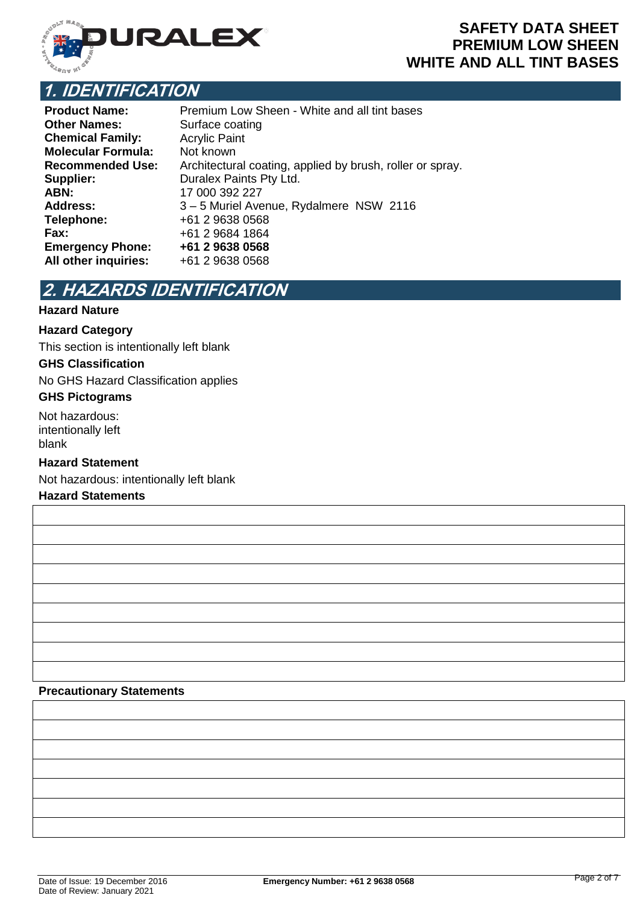# SAFETY DATA SHEET
# PREMIUM LOW SHEEN WHITE AND ALL TINT BASES

## 1. IDENTIFICATION

| | |
|---|---|
| **Product Name:** | Premium Low Sheen - White and all tint bases |
| **Other Names:** | Surface coating |
| **Chemical Family:** | Acrylic Paint |
| **Molecular Formula:** | Not known |
| **Recommended Use:** | Architectural coating, applied by brush, roller or spray. |
| **Supplier:** | Duralex Paints Pty Ltd. |
| **ABN:** | 17 000 392 227 |
| **Address:** | 3 – 5 Muriel Avenue, Rydalmere NSW 2116 |
| **Telephone:** | +61 2 9638 0568 |
| **Fax:** | +61 2 9684 1864 |
| **Emergency Phone:** | **+61 2 9638 0568** |
| **All other inquiries:** | +61 2 9638 0568 |

## 2. HAZARDS IDENTIFICATION

**Hazard Nature**

**Hazard Category**

This section is intentionally left blank

**GHS Classification**

No GHS Hazard Classification applies

**GHS Pictograms**

Not hazardous: intentionally left blank

**Hazard Statement**

Not hazardous: intentionally left blank

**Hazard Statements**

| |
|---|
| |
| |
| |
| |
| |
| |
| |
| |
| |

**Precautionary Statements**

| |
|---|
| |
| |
| |
| |
| |
| |
| |

Date of Issue: 19 December 2016
Date of Review: January 2021

**Emergency Number: +61 2 9638 0568**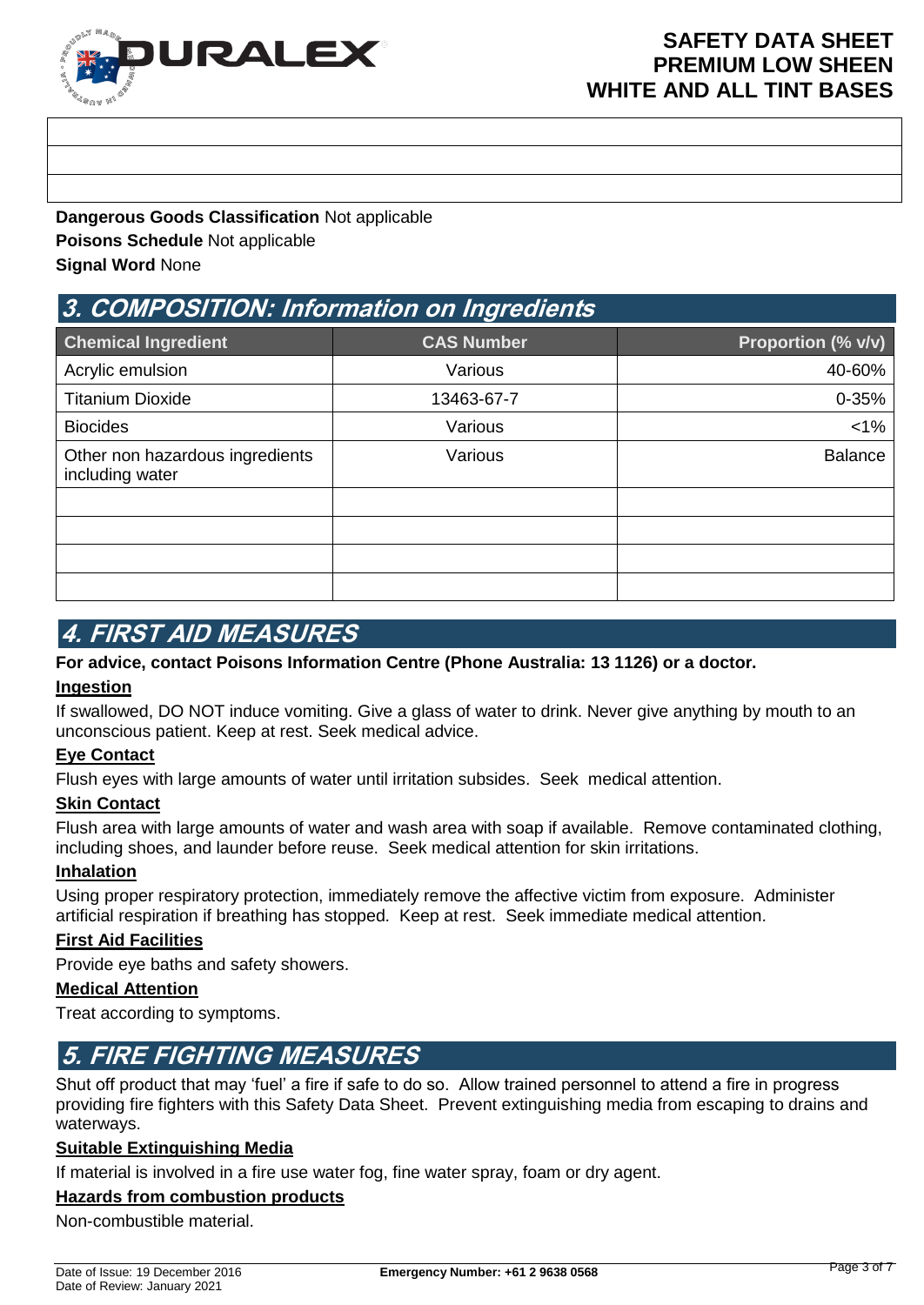**Dangerous Goods Classification** Not applicable
**Poisons Schedule** Not applicable
**Signal Word** None

## 3. COMPOSITION: Information on Ingredients

| Chemical Ingredient | CAS Number | Proportion (% v/v) |
|---|---|---|
| Acrylic emulsion | Various | 40-60% |
| Titanium Dioxide | 13463-67-7 | 0-35% |
| Biocides | Various | <1% |
| Other non hazardous ingredients including water | Various | Balance |
| | | |
| | | |
| | | |
| | | |

## 4. FIRST AID MEASURES

**For advice, contact Poisons Information Centre (Phone Australia: 13 1126) or a doctor.**

**Ingestion**

If swallowed, DO NOT induce vomiting. Give a glass of water to drink. Never give anything by mouth to an unconscious patient. Keep at rest. Seek medical advice.

**Eye Contact**

Flush eyes with large amounts of water until irritation subsides. Seek medical attention.

**Skin Contact**

Flush area with large amounts of water and wash area with soap if available. Remove contaminated clothing, including shoes, and launder before reuse. Seek medical attention for skin irritations.

**Inhalation**

Using proper respiratory protection, immediately remove the affective victim from exposure. Administer artificial respiration if breathing has stopped. Keep at rest. Seek immediate medical attention.

**First Aid Facilities**

Provide eye baths and safety showers.

**Medical Attention**

Treat according to symptoms.

## 5. FIRE FIGHTING MEASURES

Shut off product that may 'fuel' a fire if safe to do so. Allow trained personnel to attend a fire in progress providing fire fighters with this Safety Data Sheet. Prevent extinguishing media from escaping to drains and waterways.

**Suitable Extinguishing Media**

If material is involved in a fire use water fog, fine water spray, foam or dry agent.

**Hazards from combustion products**

Non-combustible material.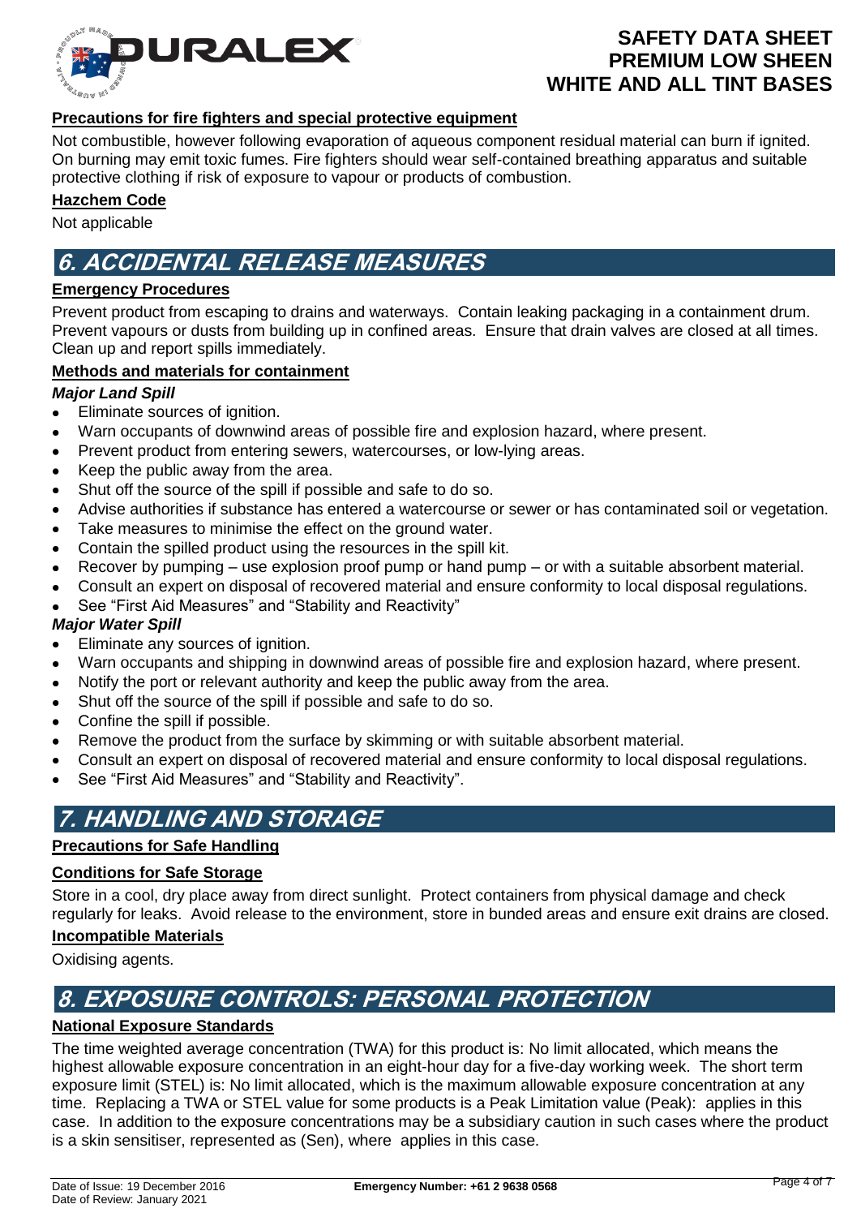### Precautions for fire fighters and special protective equipment

Not combustible, however following evaporation of aqueous component residual material can burn if ignited. On burning may emit toxic fumes. Fire fighters should wear self-contained breathing apparatus and suitable protective clothing if risk of exposure to vapour or products of combustion.

### Hazchem Code

Not applicable

## 6. ACCIDENTAL RELEASE MEASURES

### Emergency Procedures

Prevent product from escaping to drains and waterways. Contain leaking packaging in a containment drum. Prevent vapours or dusts from building up in confined areas. Ensure that drain valves are closed at all times. Clean up and report spills immediately.

### Methods and materials for containment

***Major Land Spill***

- Eliminate sources of ignition.
- Warn occupants of downwind areas of possible fire and explosion hazard, where present.
- Prevent product from entering sewers, watercourses, or low-lying areas.
- Keep the public away from the area.
- Shut off the source of the spill if possible and safe to do so.
- Advise authorities if substance has entered a watercourse or sewer or has contaminated soil or vegetation.
- Take measures to minimise the effect on the ground water.
- Contain the spilled product using the resources in the spill kit.
- Recover by pumping – use explosion proof pump or hand pump – or with a suitable absorbent material.
- Consult an expert on disposal of recovered material and ensure conformity to local disposal regulations.
- See "First Aid Measures" and "Stability and Reactivity"

***Major Water Spill***

- Eliminate any sources of ignition.
- Warn occupants and shipping in downwind areas of possible fire and explosion hazard, where present.
- Notify the port or relevant authority and keep the public away from the area.
- Shut off the source of the spill if possible and safe to do so.
- Confine the spill if possible.
- Remove the product from the surface by skimming or with suitable absorbent material.
- Consult an expert on disposal of recovered material and ensure conformity to local disposal regulations.
- See "First Aid Measures" and "Stability and Reactivity".

## 7. HANDLING AND STORAGE

### Precautions for Safe Handling

### Conditions for Safe Storage

Store in a cool, dry place away from direct sunlight. Protect containers from physical damage and check regularly for leaks. Avoid release to the environment, store in bunded areas and ensure exit drains are closed.

### Incompatible Materials

Oxidising agents.

## 8. EXPOSURE CONTROLS: PERSONAL PROTECTION

### National Exposure Standards

The time weighted average concentration (TWA) for this product is: No limit allocated, which means the highest allowable exposure concentration in an eight-hour day for a five-day working week. The short term exposure limit (STEL) is: No limit allocated, which is the maximum allowable exposure concentration at any time. Replacing a TWA or STEL value for some products is a Peak Limitation value (Peak): applies in this case. In addition to the exposure concentrations may be a subsidiary caution in such cases where the product is a skin sensitiser, represented as (Sen), where applies in this case.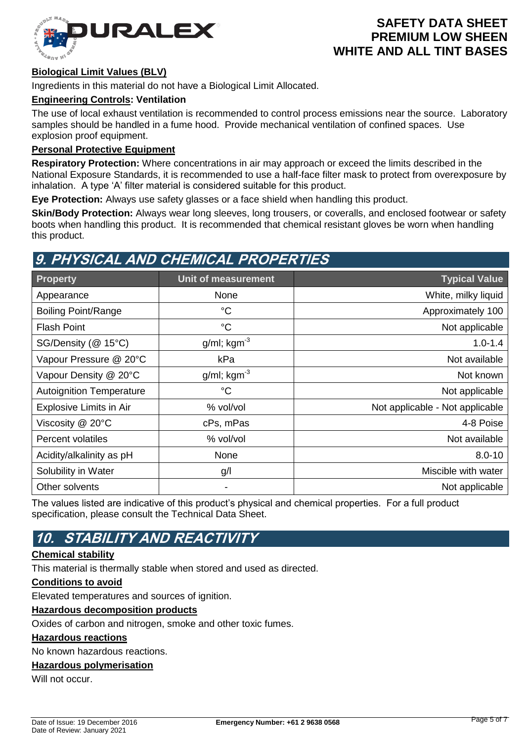**Biological Limit Values (BLV)**

Ingredients in this material do not have a Biological Limit Allocated.

**Engineering Controls: Ventilation**

The use of local exhaust ventilation is recommended to control process emissions near the source. Laboratory samples should be handled in a fume hood. Provide mechanical ventilation of confined spaces. Use explosion proof equipment.

**Personal Protective Equipment**

**Respiratory Protection:** Where concentrations in air may approach or exceed the limits described in the National Exposure Standards, it is recommended to use a half-face filter mask to protect from overexposure by inhalation. A type 'A' filter material is considered suitable for this product.

**Eye Protection:** Always use safety glasses or a face shield when handling this product.

**Skin/Body Protection:** Always wear long sleeves, long trousers, or coveralls, and enclosed footwear or safety boots when handling this product. It is recommended that chemical resistant gloves be worn when handling this product.

## 9. PHYSICAL AND CHEMICAL PROPERTIES

| Property | Unit of measurement | Typical Value |
|---|---|---|
| Appearance | None | White, milky liquid |
| Boiling Point/Range | °C | Approximately 100 |
| Flash Point | °C | Not applicable |
| SG/Density (@ 15°C) | g/ml; $kgm^{-3}$ | 1.0-1.4 |
| Vapour Pressure @ 20°C | kPa | Not available |
| Vapour Density @ 20°C | g/ml; $kgm^{-3}$ | Not known |
| Autoignition Temperature | °C | Not applicable |
| Explosive Limits in Air | % vol/vol | Not applicable - Not applicable |
| Viscosity @ 20°C | cPs, mPas | 4-8 Poise |
| Percent volatiles | % vol/vol | Not available |
| Acidity/alkalinity as pH | None | 8.0-10 |
| Solubility in Water | g/l | Miscible with water |
| Other solvents | - | Not applicable |

The values listed are indicative of this product's physical and chemical properties. For a full product specification, please consult the Technical Data Sheet.

## 10. STABILITY AND REACTIVITY

**Chemical stability**

This material is thermally stable when stored and used as directed.

**Conditions to avoid**

Elevated temperatures and sources of ignition.

**Hazardous decomposition products**

Oxides of carbon and nitrogen, smoke and other toxic fumes.

**Hazardous reactions**

No known hazardous reactions.

**Hazardous polymerisation**

Will not occur.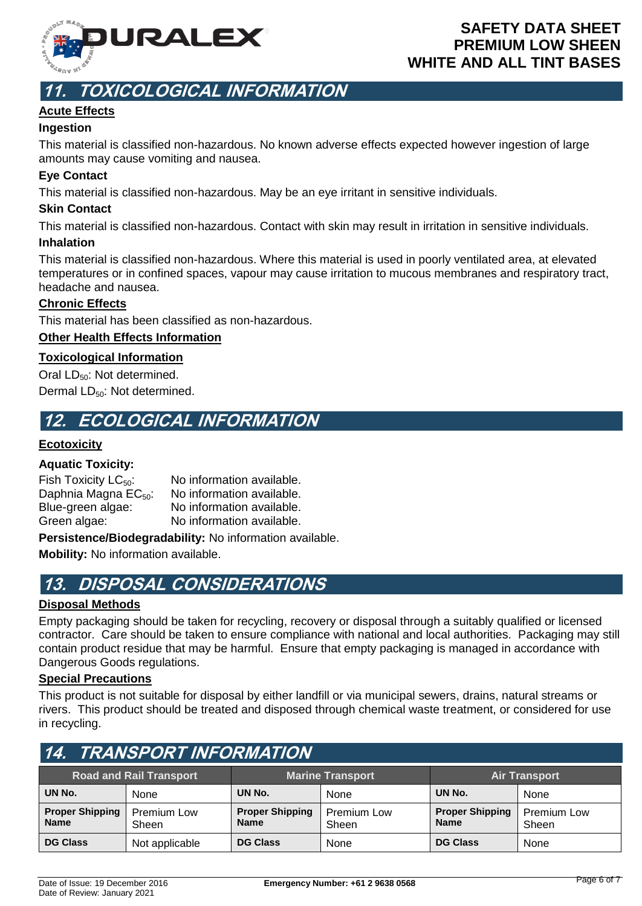## 11. TOXICOLOGICAL INFORMATION

**Acute Effects**

**Ingestion**

This material is classified non-hazardous. No known adverse effects expected however ingestion of large amounts may cause vomiting and nausea.

**Eye Contact**

This material is classified non-hazardous. May be an eye irritant in sensitive individuals.

**Skin Contact**

This material is classified non-hazardous. Contact with skin may result in irritation in sensitive individuals.

**Inhalation**

This material is classified non-hazardous. Where this material is used in poorly ventilated area, at elevated temperatures or in confined spaces, vapour may cause irritation to mucous membranes and respiratory tract, headache and nausea.

**Chronic Effects**

This material has been classified as non-hazardous.

**Other Health Effects Information**

**Toxicological Information**

Oral $LD_{50}$: Not determined.

Dermal $LD_{50}$: Not determined.

## 12. ECOLOGICAL INFORMATION

**Ecotoxicity**

**Aquatic Toxicity:**

Fish Toxicity $LC_{50}$: No information available.
Daphnia Magna $EC_{50}$: No information available.
Blue-green algae: No information available.
Green algae: No information available.

**Persistence/Biodegradability:** No information available.

**Mobility:** No information available.

## 13. DISPOSAL CONSIDERATIONS

**Disposal Methods**

Empty packaging should be taken for recycling, recovery or disposal through a suitably qualified or licensed contractor. Care should be taken to ensure compliance with national and local authorities. Packaging may still contain product residue that may be harmful. Ensure that empty packaging is managed in accordance with Dangerous Goods regulations.

**Special Precautions**

This product is not suitable for disposal by either landfill or via municipal sewers, drains, natural streams or rivers. This product should be treated and disposed through chemical waste treatment, or considered for use in recycling.

## 14. TRANSPORT INFORMATION

| Road and Rail Transport | | Marine Transport | | Air Transport | |
|---|---|---|---|---|---|
| **UN No.** | None | **UN No.** | None | **UN No.** | None |
| **Proper Shipping Name** | Premium Low Sheen | **Proper Shipping Name** | Premium Low Sheen | **Proper Shipping Name** | Premium Low Sheen |
| **DG Class** | Not applicable | **DG Class** | None | **DG Class** | None |

Date of Issue: 19 December 2016
Date of Review: January 2021
Emergency Number: +61 2 9638 0568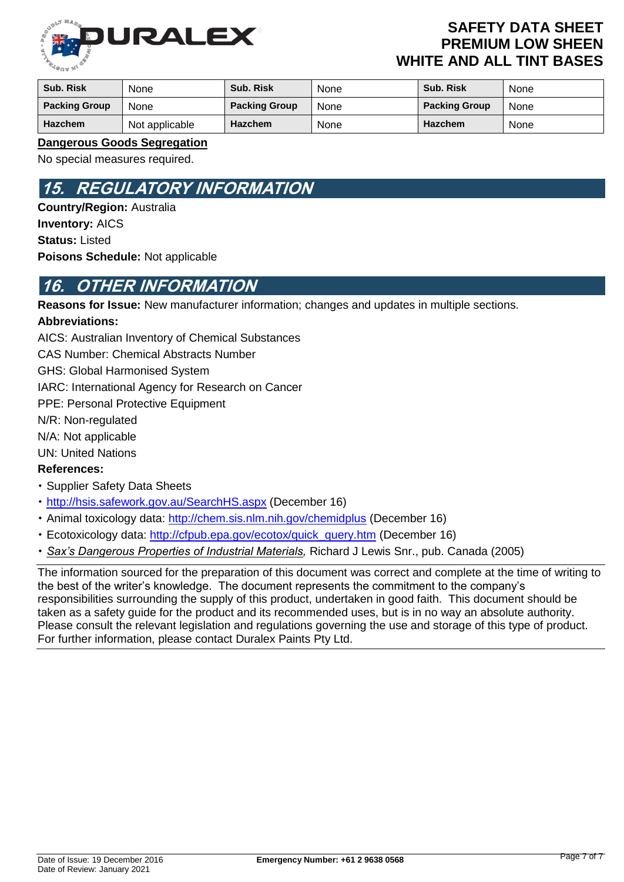| | | | | | |
|---|---|---|---|---|---|
| **Sub. Risk** | None | **Sub. Risk** | None | **Sub. Risk** | None |
| **Packing Group** | None | **Packing Group** | None | **Packing Group** | None |
| **Hazchem** | Not applicable | **Hazchem** | None | **Hazchem** | None |

**Dangerous Goods Segregation**

No special measures required.

## 15. REGULATORY INFORMATION

**Country/Region:** Australia

**Inventory:** AICS

**Status:** Listed

**Poisons Schedule:** Not applicable

## 16. OTHER INFORMATION

**Reasons for Issue:** New manufacturer information; changes and updates in multiple sections.

**Abbreviations:**

AICS: Australian Inventory of Chemical Substances

CAS Number: Chemical Abstracts Number

GHS: Global Harmonised System

IARC: International Agency for Research on Cancer

PPE: Personal Protective Equipment

N/R: Non-regulated

N/A: Not applicable

UN: United Nations

**References:**

- Supplier Safety Data Sheets
- http://hsis.safework.gov.au/SearchHS.aspx (December 16)
- Animal toxicology data: http://chem.sis.nlm.nih.gov/chemidplus (December 16)
- Ecotoxicology data: http://cfpub.epa.gov/ecotox/quick_query.htm (December 16)
- *Sax's Dangerous Properties of Industrial Materials,* Richard J Lewis Snr., pub. Canada (2005)

The information sourced for the preparation of this document was correct and complete at the time of writing to the best of the writer's knowledge. The document represents the commitment to the company's responsibilities surrounding the supply of this product, undertaken in good faith. This document should be taken as a safety guide for the product and its recommended uses, but is in no way an absolute authority. Please consult the relevant legislation and regulations governing the use and storage of this type of product. For further information, please contact Duralex Paints Pty Ltd.